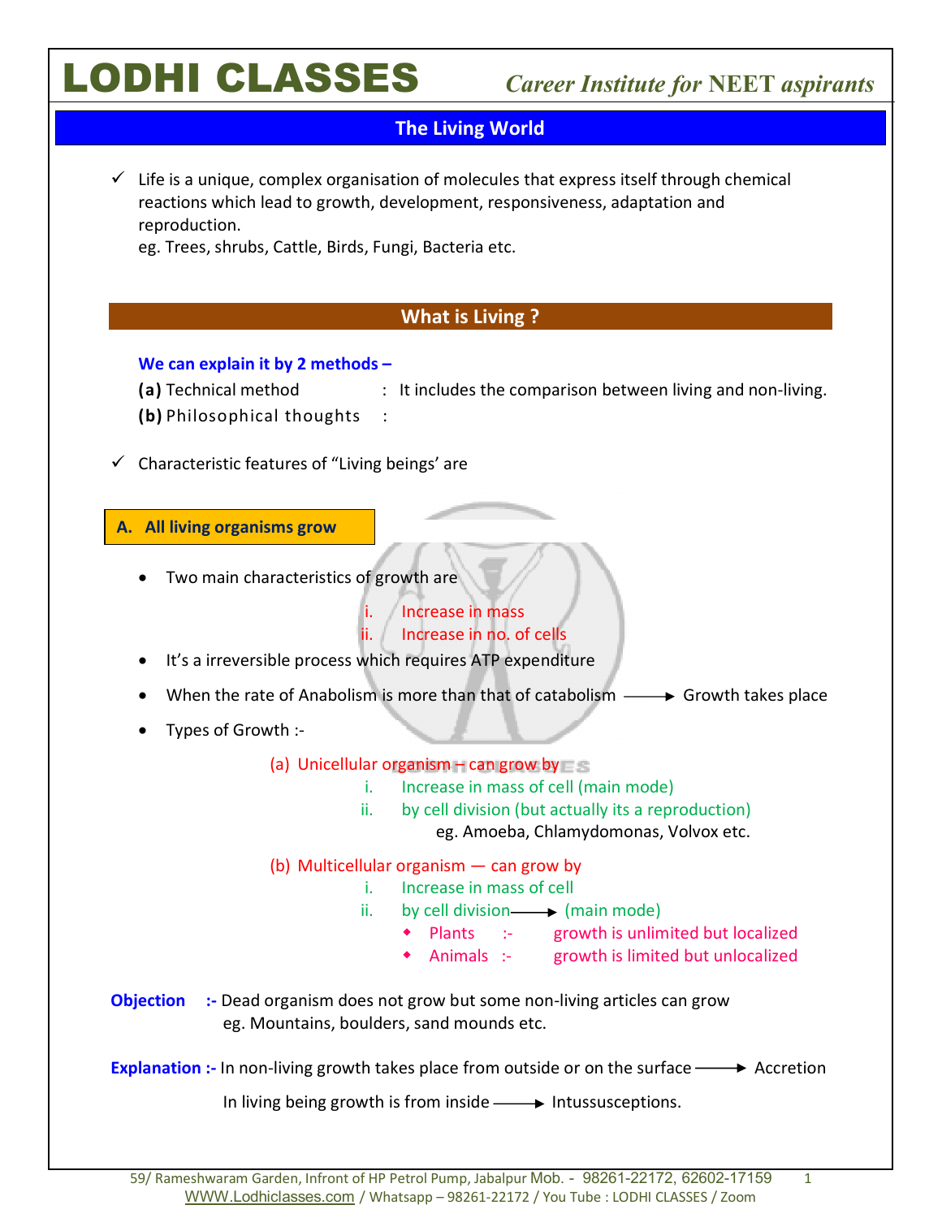# The Living World

- ✓ Life is a unique, complex organisation of molecules that express itself through chemical reactions which lead to growth, development, responsiveness, adaptation and reproduction.
  eg. Trees, shrubs, Cattle, Birds, Fungi, Bacteria etc.

## What is Living ?

**We can explain it by 2 methods –**

**(a)** Technical method : It includes the comparison between living and non-living.

**(b)** Philosophical thoughts :

- ✓ Characteristic features of "Living beings' are

### A. All living organisms grow

- Two main characteristics of growth are
  - i. Increase in mass
  - ii. Increase in no. of cells
- It's a irreversible process which requires ATP expenditure
- When the rate of Anabolism is more than that of catabolism ⟶ Growth takes place
- Types of Growth :-

  (a) Unicellular organism – can grow by
  - i. Increase in mass of cell (main mode)
  - ii. by cell division (but actually its a reproduction)

    eg. Amoeba, Chlamydomonas, Volvox etc.

  (b) Multicellular organism — can grow by
  - i. Increase in mass of cell
  - ii. by cell division ⟶ (main mode)
    - Plants :- growth is unlimited but localized
    - Animals :- growth is limited but unlocalized

**Objection :-** Dead organism does not grow but some non-living articles can grow
eg. Mountains, boulders, sand mounds etc.

**Explanation :-** In non-living growth takes place from outside or on the surface ⟶ Accretion

In living being growth is from inside ⟶ Intussusceptions.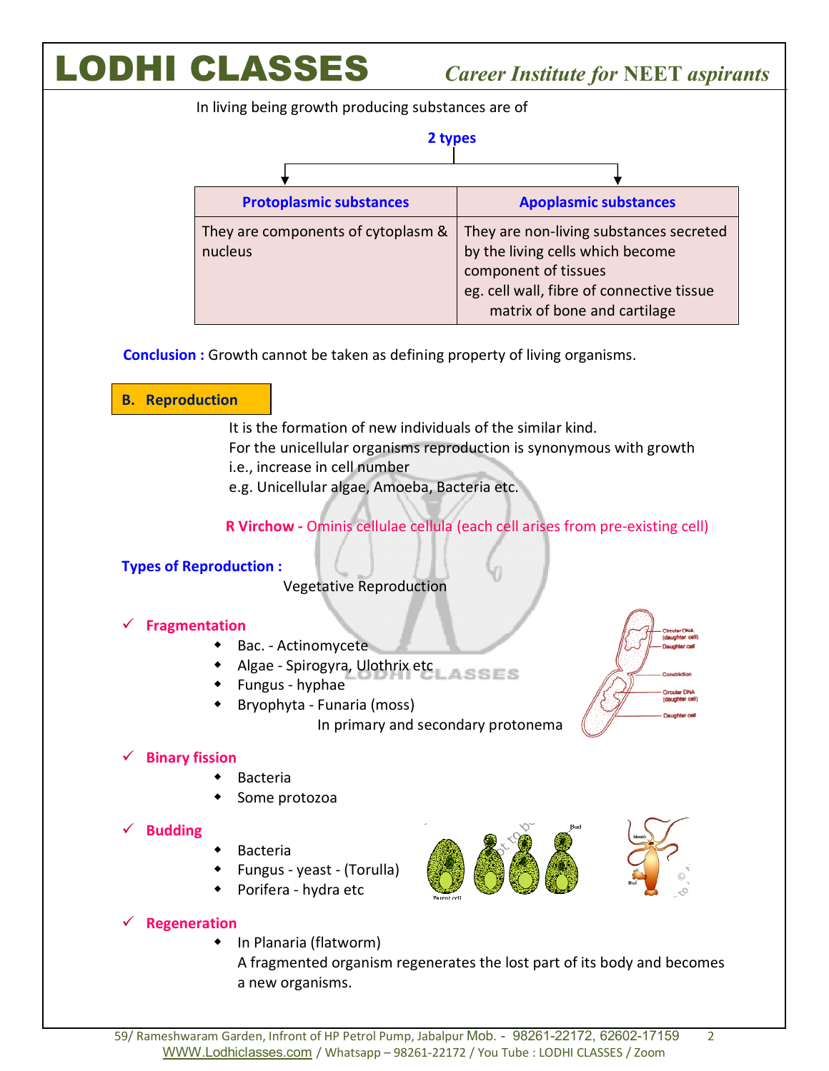In living being growth producing substances are of

**2 types**

| Protoplasmic substances | Apoplasmic substances |
|---|---|
| They are components of cytoplasm & nucleus | They are non-living substances secreted by the living cells which become component of tissues eg. cell wall, fibre of connective tissue matrix of bone and cartilage |

**Conclusion :** Growth cannot be taken as defining property of living organisms.

## B. Reproduction

It is the formation of new individuals of the similar kind.
For the unicellular organisms reproduction is synonymous with growth i.e., increase in cell number
e.g. Unicellular algae, Amoeba, Bacteria etc.

**R Virchow -** Ominis cellulae cellula (each cell arises from pre-existing cell)

**Types of Reproduction :**

Vegetative Reproduction

✓ **Fragmentation**
- Bac. - Actinomycete
- Algae - Spirogyra, Ulothrix etc
- Fungus - hyphae
- Bryophyta - Funaria (moss)
  In primary and secondary protonema

✓ **Binary fission**
- Bacteria
- Some protozoa

✓ **Budding**
- Bacteria
- Fungus - yeast - (Torulla)
- Porifera - hydra etc

✓ **Regeneration**
- In Planaria (flatworm)
  A fragmented organism regenerates the lost part of its body and becomes a new organisms.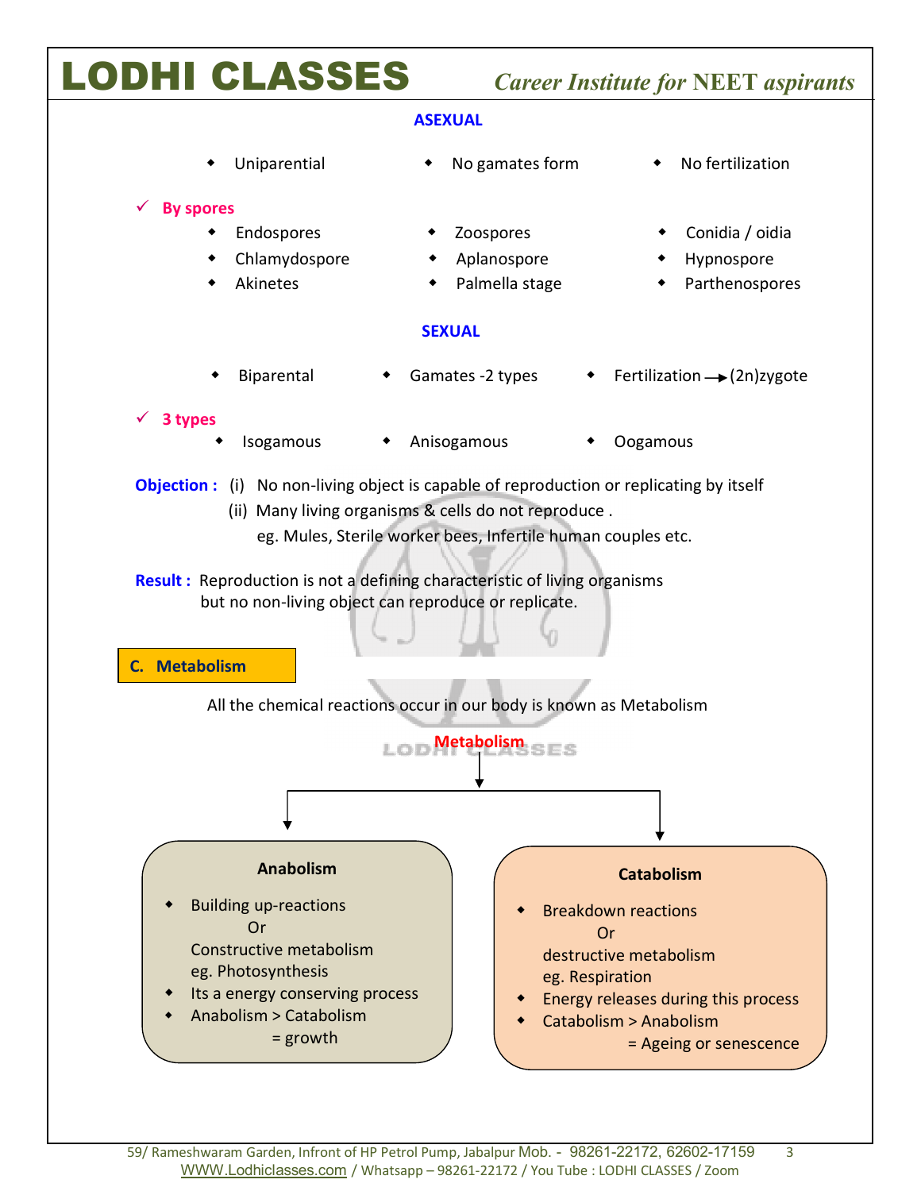## ASEXUAL

- Uniparental
- No gamates form
- No fertilization

✓ **By spores**

- Endospores
- Zoospores
- Conidia / oidia
- Chlamydospore
- Aplanospore
- Hypnospore
- Akinetes
- Palmella stage
- Parthenospores

## SEXUAL

- Biparental
- Gamates -2 types
- Fertilization → (2n)zygote

✓ **3 types**

- Isogamous
- Anisogamous
- Oogamous

**Objection :** (i) No non-living object is capable of reproduction or replicating by itself

(ii) Many living organisms & cells do not reproduce .

eg. Mules, Sterile worker bees, Infertile human couples etc.

**Result :** Reproduction is not a defining characteristic of living organisms but no non-living object can reproduce or replicate.

### C. Metabolism

All the chemical reactions occur in our body is known as Metabolism

**Metabolism**

**Anabolism**

- Building up-reactions
  Or
  Constructive metabolism
  eg. Photosynthesis
- Its a energy conserving process
- Anabolism > Catabolism
  = growth

**Catabolism**

- Breakdown reactions
  Or
  destructive metabolism
  eg. Respiration
- Energy releases during this process
- Catabolism > Anabolism
  = Ageing or senescence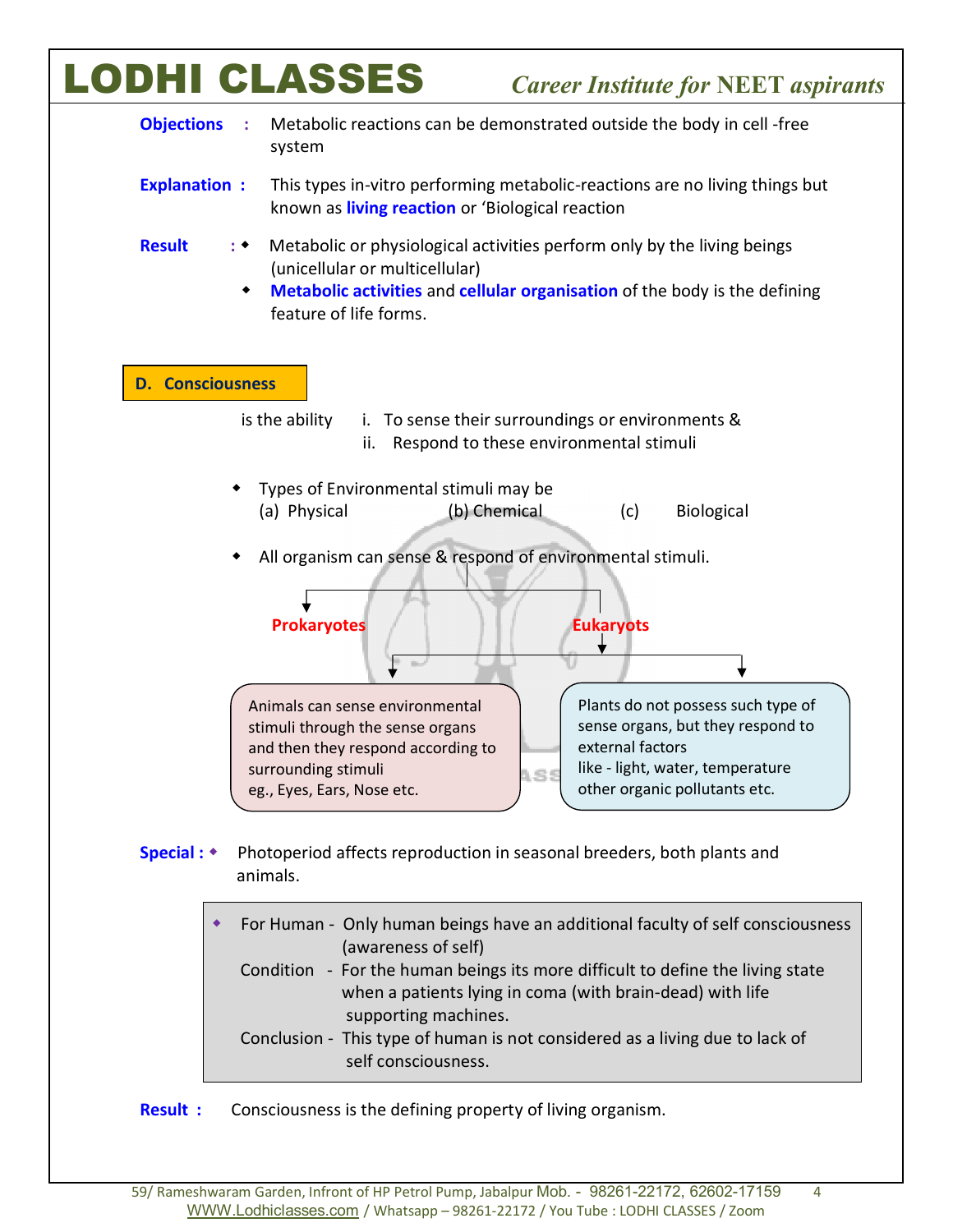**Objections** : Metabolic reactions can be demonstrated outside the body in cell -free system

**Explanation** : This types in-vitro performing metabolic-reactions are no living things but known as **living reaction** or 'Biological reaction

**Result** :
- Metabolic or physiological activities perform only by the living beings (unicellular or multicellular)
- **Metabolic activities** and **cellular organisation** of the body is the defining feature of life forms.

## D. Consciousness

is the ability
i. To sense their surroundings or environments &
ii. Respond to these environmental stimuli

- Types of Environmental stimuli may be
  (a) Physical (b) Chemical (c) Biological
- All organism can sense & respond of environmental stimuli.

**Prokaryotes**

**Eukaryots**

Animals can sense environmental stimuli through the sense organs and then they respond according to surrounding stimuli
eg., Eyes, Ears, Nose etc.

Plants do not possess such type of sense organs, but they respond to external factors
like - light, water, temperature other organic pollutants etc.

**Special** :
- Photoperiod affects reproduction in seasonal breeders, both plants and animals.

- For Human - Only human beings have an additional faculty of self consciousness (awareness of self)
  Condition - For the human beings its more difficult to define the living state when a patients lying in coma (with brain-dead) with life supporting machines.
  Conclusion - This type of human is not considered as a living due to lack of self consciousness.

**Result** : Consciousness is the defining property of living organism.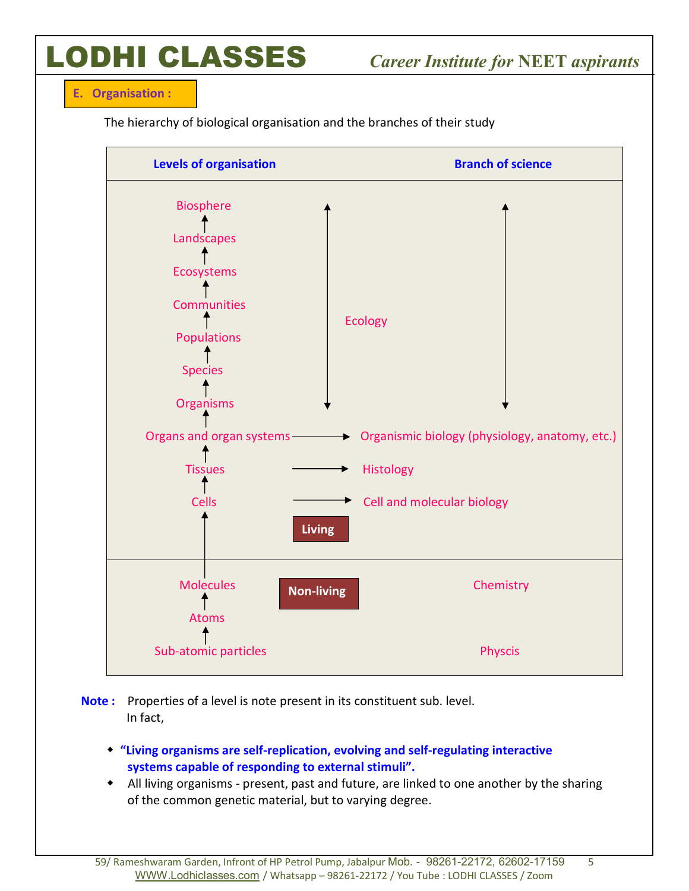## E. Organisation :

The hierarchy of biological organisation and the branches of their study

| Levels of organisation | Branch of science |
|---|---|
| Biosphere | Ecology |
| Landscapes | Ecology |
| Ecosystems | Ecology |
| Communities | Ecology |
| Populations | Ecology |
| Species | Ecology |
| Organisms | Ecology |
| Organs and organ systems | Organismic biology (physiology, anatomy, etc.) |
| Tissues | Histology |
| Cells | Cell and molecular biology |
| **Living** | |
| **Non-living** | |
| Molecules | Chemistry |
| Atoms | |
| Sub-atomic particles | Physcis |

**Note :** Properties of a level is note present in its constituent sub. level.
In fact,

- **"Living organisms are self-replication, evolving and self-regulating interactive systems capable of responding to external stimuli".**
- All living organisms - present, past and future, are linked to one another by the sharing of the common genetic material, but to varying degree.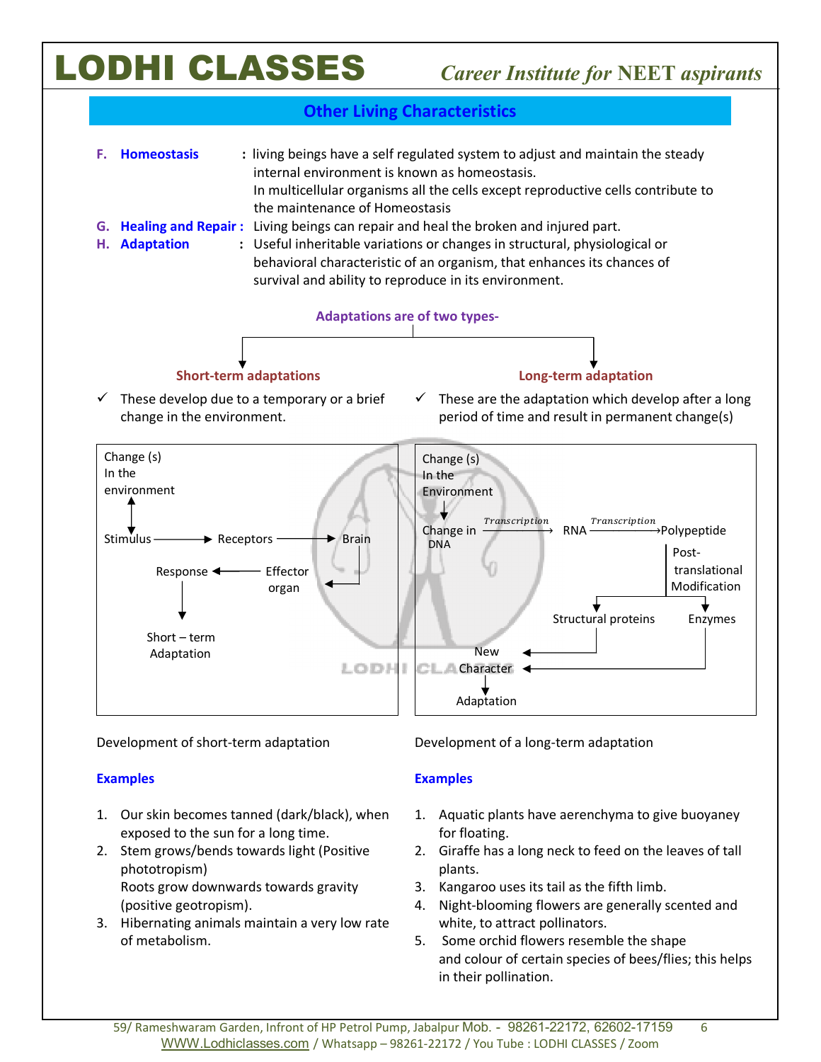## Other Living Characteristics

**F. Homeostasis** : living beings have a self regulated system to adjust and maintain the steady internal environment is known as homeostasis.
In multicellular organisms all the cells except reproductive cells contribute to the maintenance of Homeostasis

**G. Healing and Repair :** Living beings can repair and heal the broken and injured part.

**H. Adaptation** : Useful inheritable variations or changes in structural, physiological or behavioral characteristic of an organism, that enhances its chances of survival and ability to reproduce in its environment.

**Adaptations are of two types-**

### Short-term adaptations

✓ These develop due to a temporary or a brief change in the environment.

Change (s) In the environment
Stimulus → Receptors → Brain
Effector organ
Response
Short – term Adaptation

Development of short-term adaptation

**Examples**

1. Our skin becomes tanned (dark/black), when exposed to the sun for a long time.
2. Stem grows/bends towards light (Positive phototropism)
   Roots grow downwards towards gravity (positive geotropism).
3. Hibernating animals maintain a very low rate of metabolism.

### Long-term adaptation

✓ These are the adaptation which develop after a long period of time and result in permanent change(s)

Change (s) In the Environment
Change in DNA → *Transcription* → RNA → *Transcription* → Polypeptide
Post-translational Modification
Structural proteins
Enzymes
New Character
Adaptation

Development of a long-term adaptation

**Examples**

1. Aquatic plants have aerenchyma to give buoyaney for floating.
2. Giraffe has a long neck to feed on the leaves of tall plants.
3. Kangaroo uses its tail as the fifth limb.
4. Night-blooming flowers are generally scented and white, to attract pollinators.
5. Some orchid flowers resemble the shape and colour of certain species of bees/flies; this helps in their pollination.